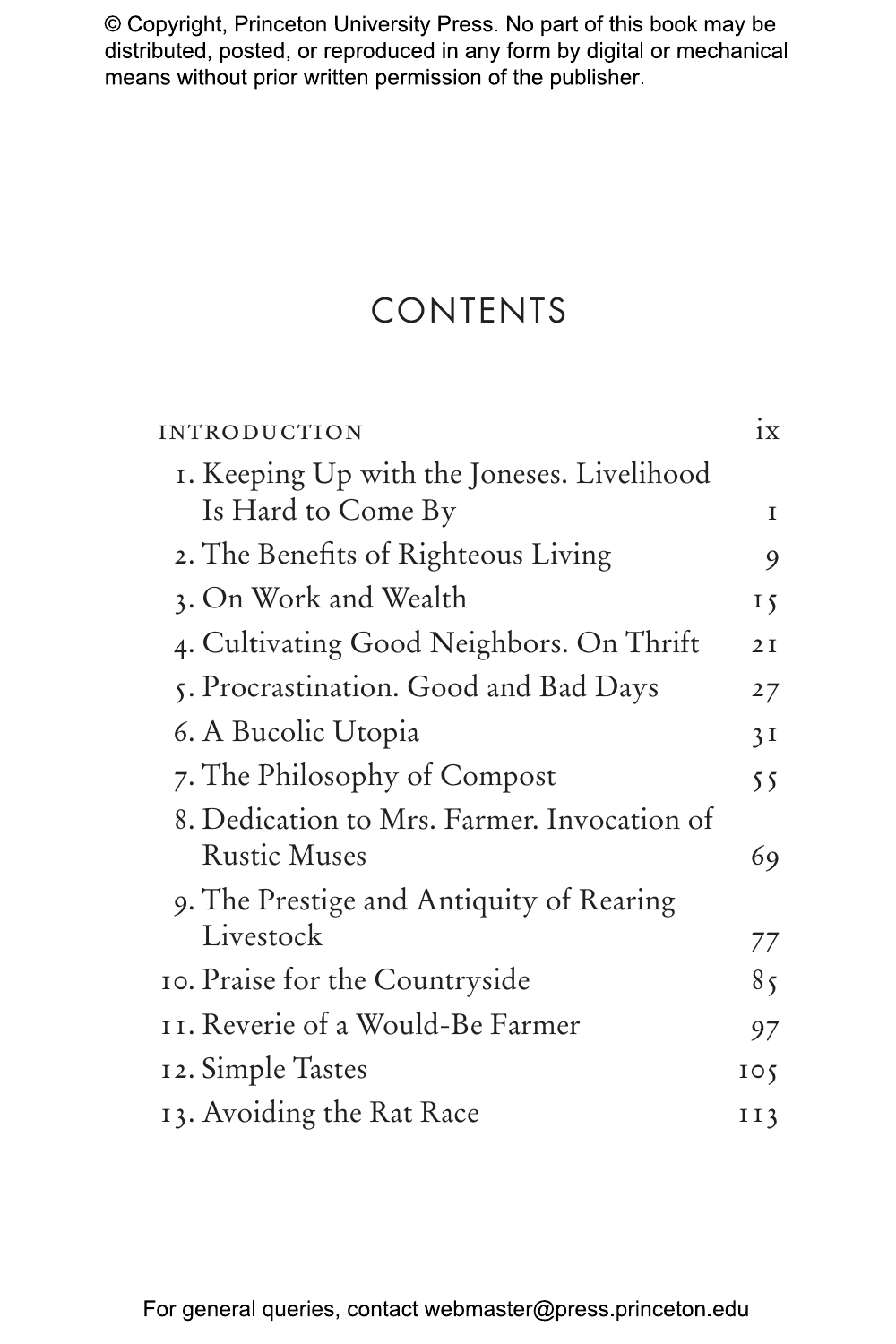# CONTENTS

| | |
|---|---|
| INTRODUCTION | ix |
| 1. Keeping Up with the Joneses. Livelihood Is Hard to Come By | 1 |
| 2. The Benefits of Righteous Living | 9 |
| 3. On Work and Wealth | 15 |
| 4. Cultivating Good Neighbors. On Thrift | 21 |
| 5. Procrastination. Good and Bad Days | 27 |
| 6. A Bucolic Utopia | 31 |
| 7. The Philosophy of Compost | 55 |
| 8. Dedication to Mrs. Farmer. Invocation of Rustic Muses | 69 |
| 9. The Prestige and Antiquity of Rearing Livestock | 77 |
| 10. Praise for the Countryside | 85 |
| 11. Reverie of a Would-Be Farmer | 97 |
| 12. Simple Tastes | 105 |
| 13. Avoiding the Rat Race | 113 |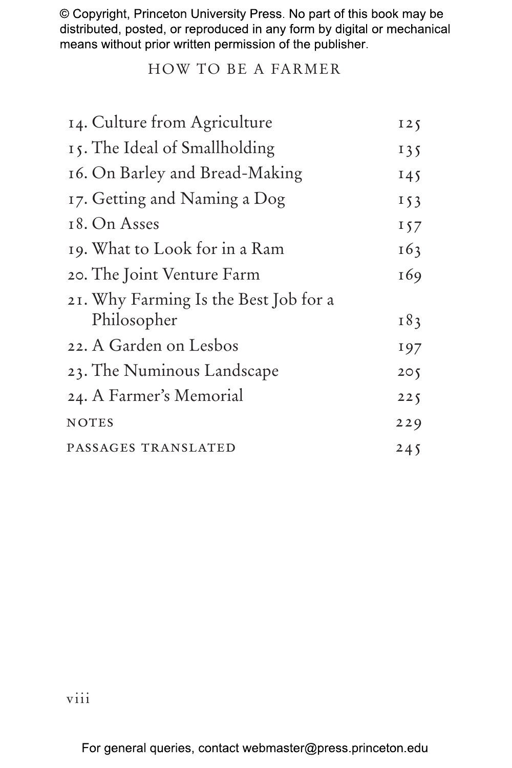14. Culture from Agriculture 125
15. The Ideal of Smallholding 135
16. On Barley and Bread-Making 145
17. Getting and Naming a Dog 153
18. On Asses 157
19. What to Look for in a Ram 163
20. The Joint Venture Farm 169
21. Why Farming Is the Best Job for a Philosopher 183
22. A Garden on Lesbos 197
23. The Numinous Landscape 205
24. A Farmer's Memorial 225

NOTES 229

PASSAGES TRANSLATED 245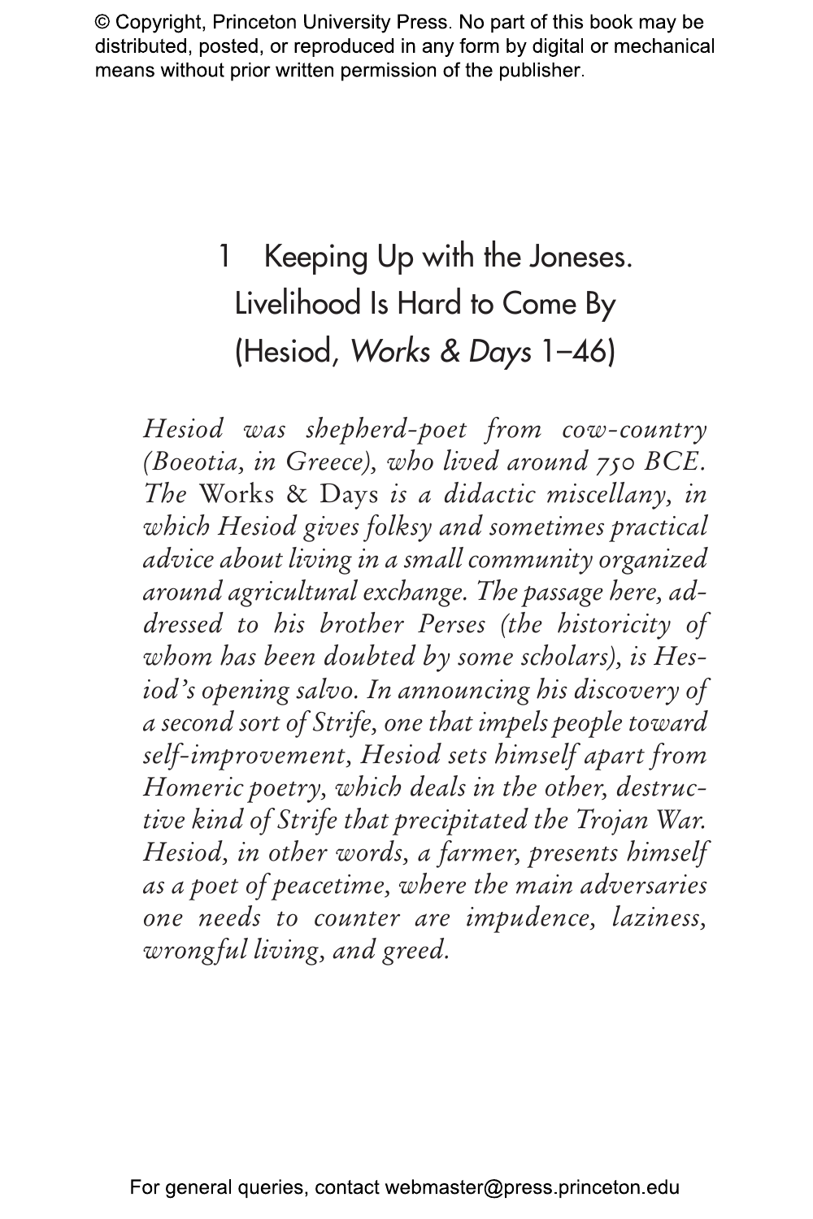# 1 Keeping Up with the Joneses. Livelihood Is Hard to Come By (Hesiod, *Works & Days* 1–46)

*Hesiod was shepherd-poet from cow-country (Boeotia, in Greece), who lived around 750 BCE. The* Works & Days *is a didactic miscellany, in which Hesiod gives folksy and sometimes practical advice about living in a small community organized around agricultural exchange. The passage here, addressed to his brother Perses (the historicity of whom has been doubted by some scholars), is Hesiod's opening salvo. In announcing his discovery of a second sort of Strife, one that impels people toward self-improvement, Hesiod sets himself apart from Homeric poetry, which deals in the other, destructive kind of Strife that precipitated the Trojan War. Hesiod, in other words, a farmer, presents himself as a poet of peacetime, where the main adversaries one needs to counter are impudence, laziness, wrongful living, and greed.*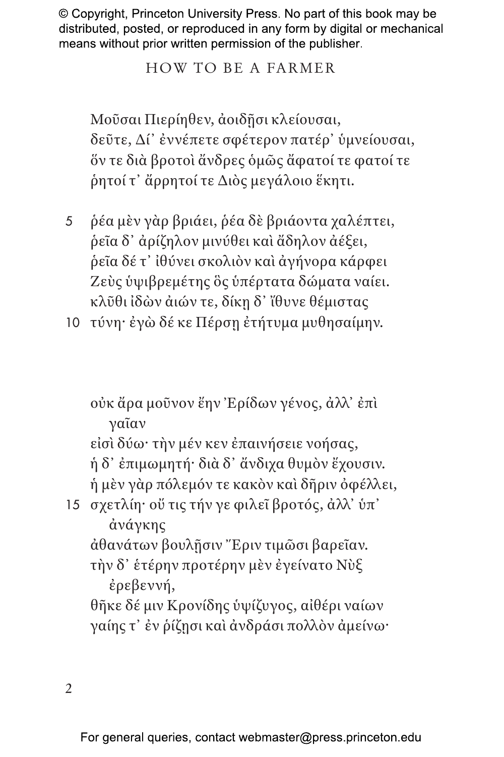© Copyright, Princeton University Press. No part of this book may be distributed, posted, or reproduced in any form by digital or mechanical means without prior written permission of the publisher.

## HOW TO BE A FARMER

Μοῦσαι Πιερίηθεν, ἀοιδῇσι κλείουσαι,  
δεῦτε, Δί᾽ ἐννέπετε σφέτερον πατέρ᾽ ὑμνείουσαι,  
ὅν τε διὰ βροτοὶ ἄνδρες ὁμῶς ἄφατοί τε φατοί τε  
ῥητοί τ᾽ ἄρρητοί τε Διὸς μεγάλοιο ἕκητι.

5 ῥέα μὲν γὰρ βριάει, ῥέα δὲ βριάοντα χαλέπτει,  
ῥεῖα δ᾽ ἀρίζηλον μινύθει καὶ ἄδηλον ἀέξει,  
ῥεῖα δέ τ᾽ ἰθύνει σκολιὸν καὶ ἀγήνορα κάρφει  
Ζεὺς ὑψιβρεμέτης ὃς ὑπέρτατα δώματα ναίει.  
κλῦθι ἰδὼν ἀιών τε, δίκῃ δ᾽ ἴθυνε θέμιστας  
10 τύνη· ἐγὼ δέ κε Πέρσῃ ἐτήτυμα μυθησαίμην.

οὐκ ἄρα μοῦνον ἔην Ἐρίδων γένος, ἀλλ᾽ ἐπὶ γαῖαν  
εἰσὶ δύω· τὴν μέν κεν ἐπαινήσειε νοήσας,  
ἡ δ᾽ ἐπιμωμητή· διὰ δ᾽ ἄνδιχα θυμὸν ἔχουσιν.  
ἡ μὲν γὰρ πόλεμόν τε κακὸν καὶ δῆριν ὀφέλλει,  
15 σχετλίη· οὔ τις τήν γε φιλεῖ βροτός, ἀλλ᾽ ὑπ᾽ ἀνάγκης  
ἀθανάτων βουλῇσιν Ἔριν τιμῶσι βαρεῖαν.  
τὴν δ᾽ ἑτέρην προτέρην μὲν ἐγείνατο Νὺξ ἐρεβεννή,  
θῆκε δέ μιν Κρονίδης ὑψίζυγος, αἰθέρι ναίων  
γαίης τ᾽ ἐν ῥίζῃσι καὶ ἀνδράσι πολλὸν ἀμείνω·

For general queries, contact webmaster@press.princeton.edu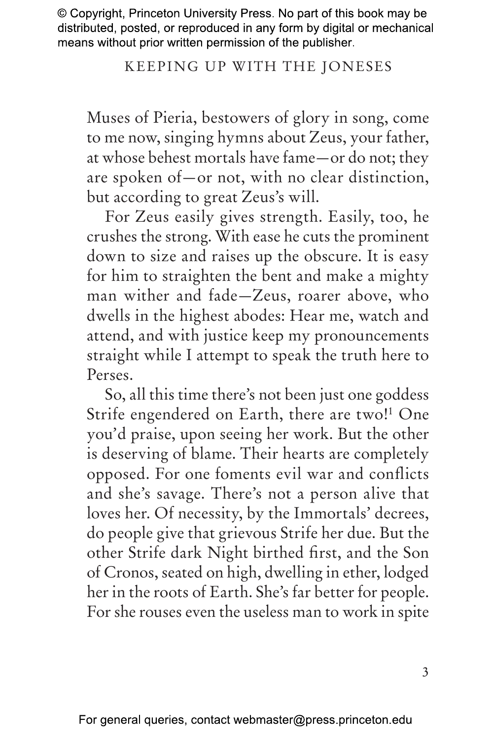Muses of Pieria, bestowers of glory in song, come to me now, singing hymns about Zeus, your father, at whose behest mortals have fame—or do not; they are spoken of—or not, with no clear distinction, but according to great Zeus's will.

For Zeus easily gives strength. Easily, too, he crushes the strong. With ease he cuts the prominent down to size and raises up the obscure. It is easy for him to straighten the bent and make a mighty man wither and fade—Zeus, roarer above, who dwells in the highest abodes: Hear me, watch and attend, and with justice keep my pronouncements straight while I attempt to speak the truth here to Perses.

So, all this time there's not been just one goddess Strife engendered on Earth, there are two![1] One you'd praise, upon seeing her work. But the other is deserving of blame. Their hearts are completely opposed. For one foments evil war and conflicts and she's savage. There's not a person alive that loves her. Of necessity, by the Immortals' decrees, do people give that grievous Strife her due. But the other Strife dark Night birthed first, and the Son of Cronos, seated on high, dwelling in ether, lodged her in the roots of Earth. She's far better for people. For she rouses even the useless man to work in spite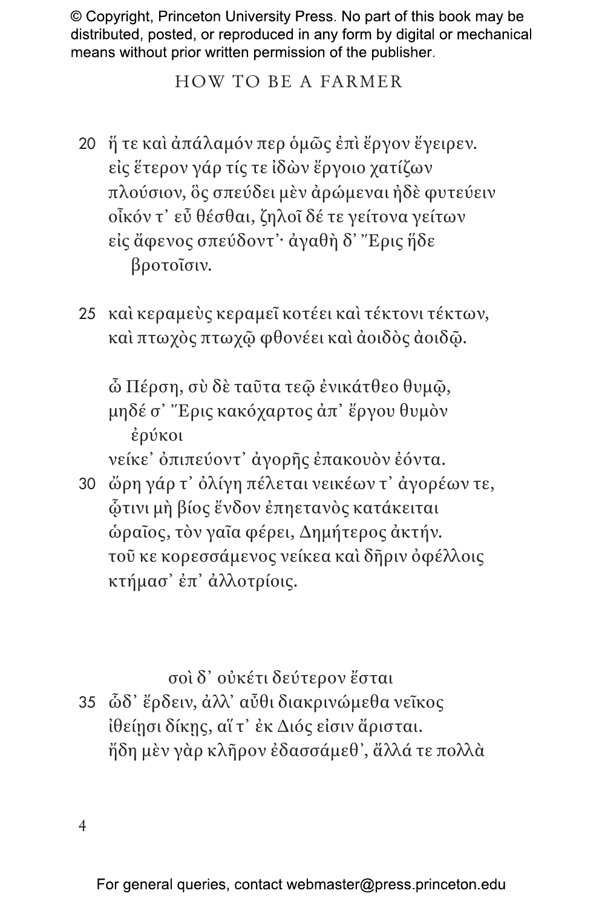20 ἥ τε καὶ ἀπάλαμόν περ ὁμῶς ἐπὶ ἔργον ἔγειρεν.
εἰς ἕτερον γάρ τίς τε ἰδὼν ἔργοιο χατίζων
πλούσιον, ὃς σπεύδει μὲν ἀρώμεναι ἠδὲ φυτεύειν
οἶκόν τ᾽ εὖ θέσθαι, ζηλοῖ δέ τε γείτονα γείτων
εἰς ἄφενος σπεύδοντ᾽· ἀγαθὴ δ᾽ Ἔρις ἥδε βροτοῖσιν.

25 καὶ κεραμεὺς κεραμεῖ κοτέει καὶ τέκτονι τέκτων,
καὶ πτωχὸς πτωχῷ φθονέει καὶ ἀοιδὸς ἀοιδῷ.

ὦ Πέρση, σὺ δὲ ταῦτα τεῷ ἐνικάτθεο θυμῷ,
μηδέ σ᾽ Ἔρις κακόχαρτος ἀπ᾽ ἔργου θυμὸν ἐρύκοι
νείκε᾽ ὀπιπεύοντ᾽ ἀγορῆς ἐπακουὸν ἐόντα.
30 ὤρη γάρ τ᾽ ὀλίγη πέλεται νεικέων τ᾽ ἀγορέων τε,
ᾧτινι μὴ βίος ἔνδον ἐπηετανὸς κατάκειται
ὡραῖος, τὸν γαῖα φέρει, Δημήτερος ἀκτήν.
τοῦ κε κορεσσάμενος νείκεα καὶ δῆριν ὀφέλλοις
κτήμασ᾽ ἐπ᾽ ἀλλοτρίοις.

σοὶ δ᾽ οὐκέτι δεύτερον ἔσται
35 ὧδ᾽ ἔρδειν, ἀλλ᾽ αὖθι διακρινώμεθα νεῖκος
ἰθείῃσι δίκῃς, αἵ τ᾽ ἐκ Διός εἰσιν ἄρισται.
ἤδη μὲν γὰρ κλῆρον ἐδασσάμεθ᾽, ἄλλά τε πολλὰ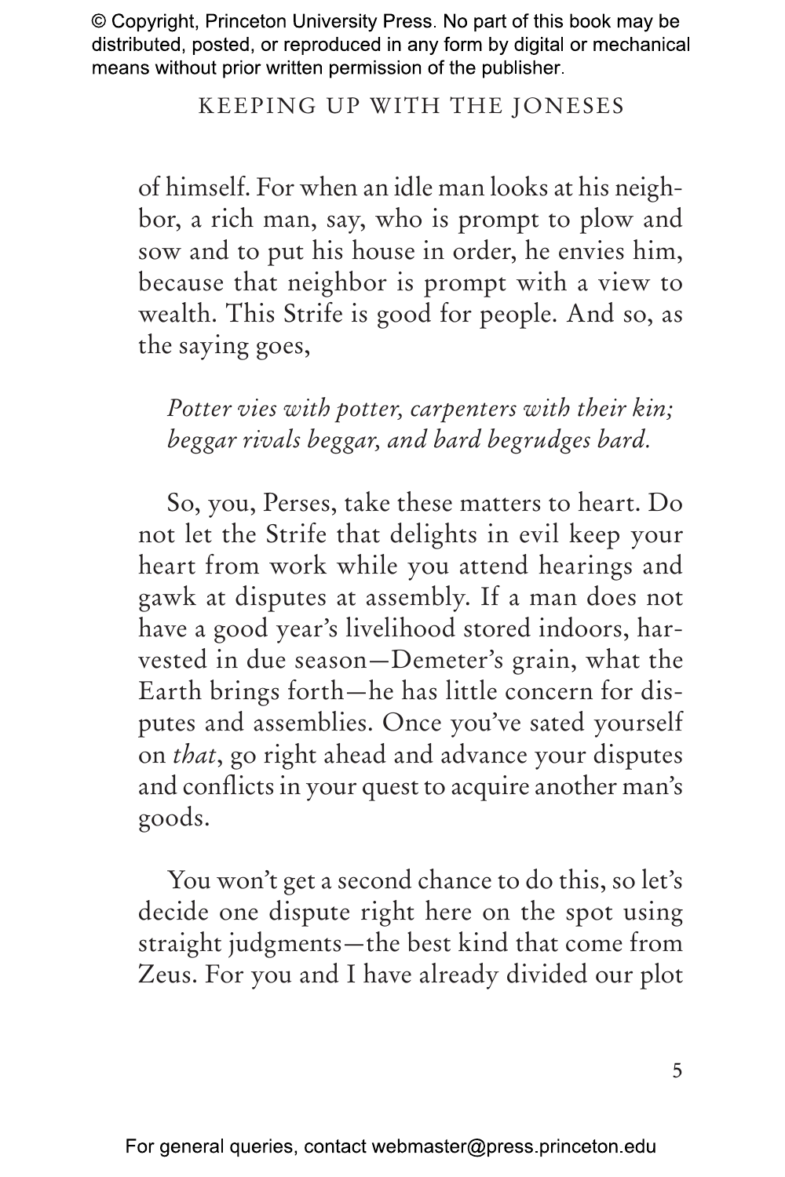of himself. For when an idle man looks at his neighbor, a rich man, say, who is prompt to plow and sow and to put his house in order, he envies him, because that neighbor is prompt with a view to wealth. This Strife is good for people. And so, as the saying goes,

> *Potter vies with potter, carpenters with their kin;*
> *beggar rivals beggar, and bard begrudges bard.*

So, you, Perses, take these matters to heart. Do not let the Strife that delights in evil keep your heart from work while you attend hearings and gawk at disputes at assembly. If a man does not have a good year's livelihood stored indoors, harvested in due season—Demeter's grain, what the Earth brings forth—he has little concern for disputes and assemblies. Once you've sated yourself on *that*, go right ahead and advance your disputes and conflicts in your quest to acquire another man's goods.

You won't get a second chance to do this, so let's decide one dispute right here on the spot using straight judgments—the best kind that come from Zeus. For you and I have already divided our plot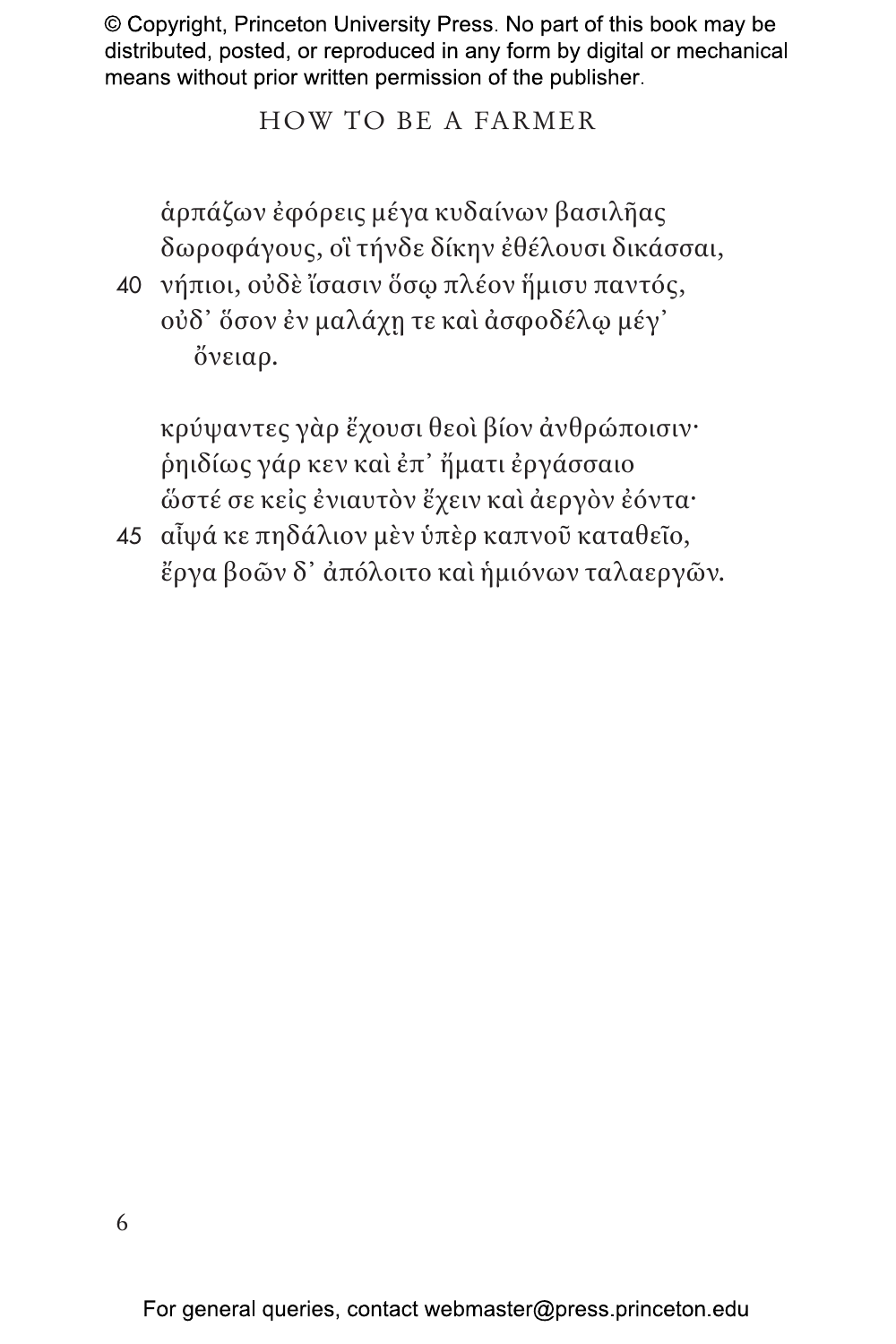ἁρπάζων ἐφόρεις μέγα κυδαίνων βασιλῆας
δωροφάγους, οἳ τήνδε δίκην ἐθέλουσι δικάσσαι,
40 νήπιοι, οὐδὲ ἴσασιν ὅσῳ πλέον ἥμισυ παντός,
οὐδ᾽ ὅσον ἐν μαλάχῃ τε καὶ ἀσφοδέλῳ μέγ᾽
ὄνειαρ.

κρύψαντες γὰρ ἔχουσι θεοὶ βίον ἀνθρώποισιν·
ῥηιδίως γάρ κεν καὶ ἐπ᾽ ἤματι ἐργάσσαιο
ὥστέ σε κεἰς ἐνιαυτὸν ἔχειν καὶ ἀεργὸν ἐόντα·
45 αἶψά κε πηδάλιον μὲν ὑπὲρ καπνοῦ καταθεῖο,
ἔργα βοῶν δ᾽ ἀπόλοιτο καὶ ἡμιόνων ταλαεργῶν.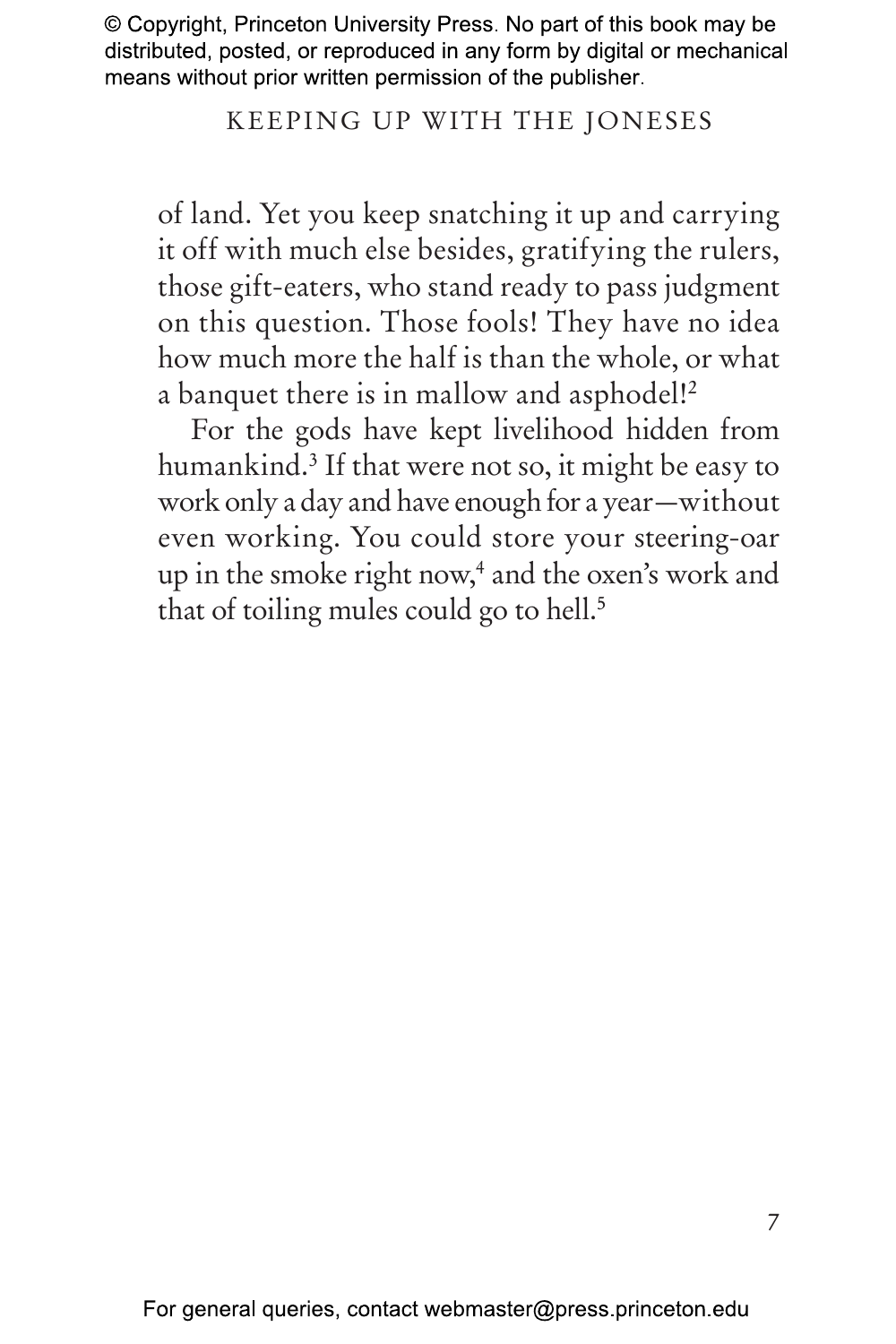of land. Yet you keep snatching it up and carrying it off with much else besides, gratifying the rulers, those gift-eaters, who stand ready to pass judgment on this question. Those fools! They have no idea how much more the half is than the whole, or what a banquet there is in mallow and asphodel![2]

For the gods have kept livelihood hidden from humankind.[3] If that were not so, it might be easy to work only a day and have enough for a year—without even working. You could store your steering-oar up in the smoke right now,[4] and the oxen's work and that of toiling mules could go to hell.[5]